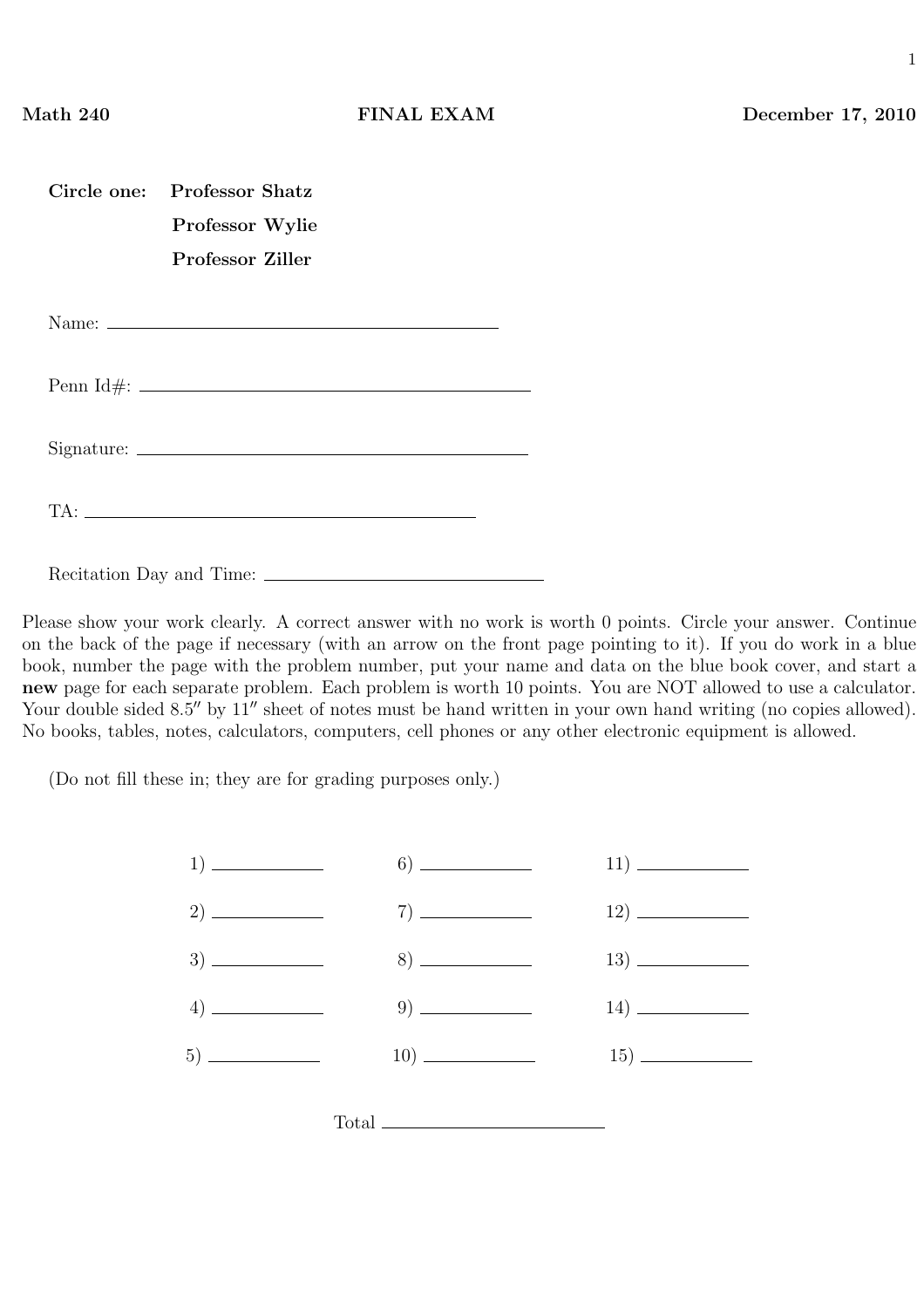**Math 240** **FINAL EXAM** **December 17, 2010**

**Circle one:** **Professor Shatz**

**Professor Wylie**

**Professor Ziller**

Name: \_\_\_\_\_\_\_\_\_\_\_\_\_\_\_\_\_\_\_\_\_\_\_\_\_\_\_\_\_\_\_\_\_\_\_\_\_\_\_\_

Penn Id#: \_\_\_\_\_\_\_\_\_\_\_\_\_\_\_\_\_\_\_\_\_\_\_\_\_\_\_\_\_\_\_\_\_\_\_\_\_\_\_\_

Signature: \_\_\_\_\_\_\_\_\_\_\_\_\_\_\_\_\_\_\_\_\_\_\_\_\_\_\_\_\_\_\_\_\_\_\_\_\_\_\_\_

TA: \_\_\_\_\_\_\_\_\_\_\_\_\_\_\_\_\_\_\_\_\_\_\_\_\_\_\_\_\_\_\_\_\_\_\_\_\_\_\_\_

Recitation Day and Time: \_\_\_\_\_\_\_\_\_\_\_\_\_\_\_\_\_\_\_\_\_\_\_\_\_\_\_\_

Please show your work clearly. A correct answer with no work is worth 0 points. Circle your answer. Continue on the back of the page if necessary (with an arrow on the front page pointing to it). If you do work in a blue book, number the page with the problem number, put your name and data on the blue book cover, and start a **new** page for each separate problem. Each problem is worth 10 points. You are NOT allowed to use a calculator. Your double sided 8.5″ by 11″ sheet of notes must be hand written in your own hand writing (no copies allowed). No books, tables, notes, calculators, computers, cell phones or any other electronic equipment is allowed.

(Do not fill these in; they are for grading purposes only.)

| | | |
|---|---|---|
| 1) \_\_\_\_\_\_ | 6) \_\_\_\_\_\_ | 11) \_\_\_\_\_\_ |
| 2) \_\_\_\_\_\_ | 7) \_\_\_\_\_\_ | 12) \_\_\_\_\_\_ |
| 3) \_\_\_\_\_\_ | 8) \_\_\_\_\_\_ | 13) \_\_\_\_\_\_ |
| 4) \_\_\_\_\_\_ | 9) \_\_\_\_\_\_ | 14) \_\_\_\_\_\_ |
| 5) \_\_\_\_\_\_ | 10) \_\_\_\_\_\_ | 15) \_\_\_\_\_\_ |

Total \_\_\_\_\_\_\_\_\_\_\_\_\_\_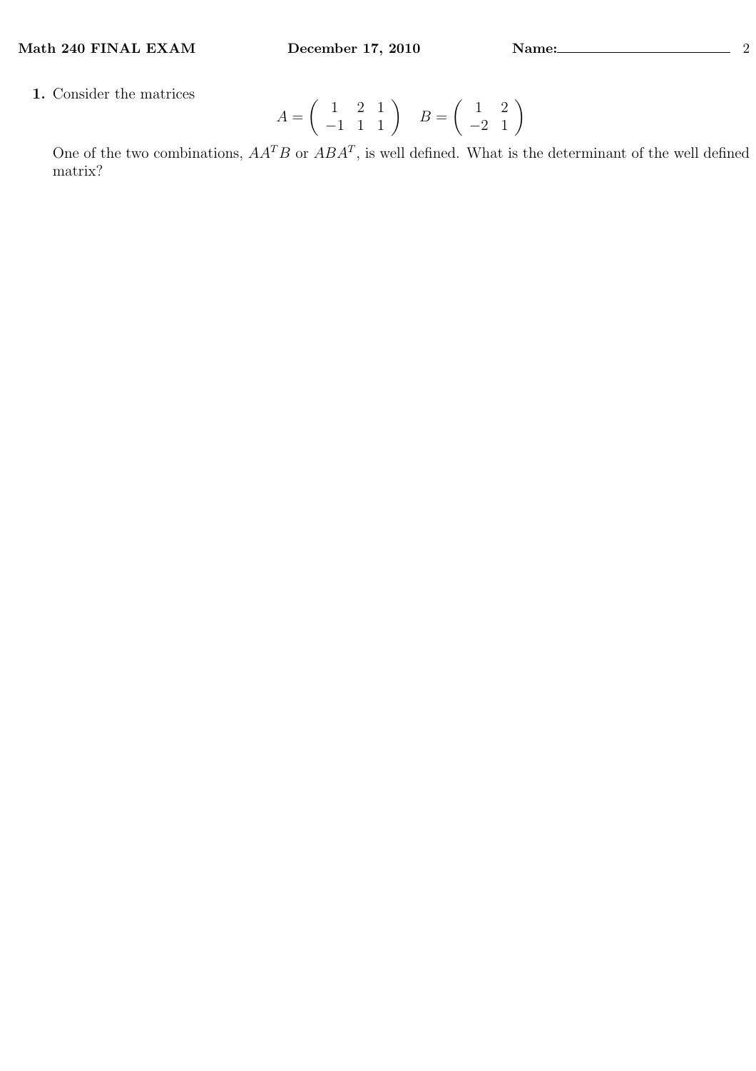**1.** Consider the matrices

$$A = \begin{pmatrix} 1 & 2 & 1 \\ -1 & 1 & 1 \end{pmatrix} \quad B = \begin{pmatrix} 1 & 2 \\ -2 & 1 \end{pmatrix}$$

One of the two combinations, $AA^TB$ or $ABA^T$, is well defined. What is the determinant of the well defined matrix?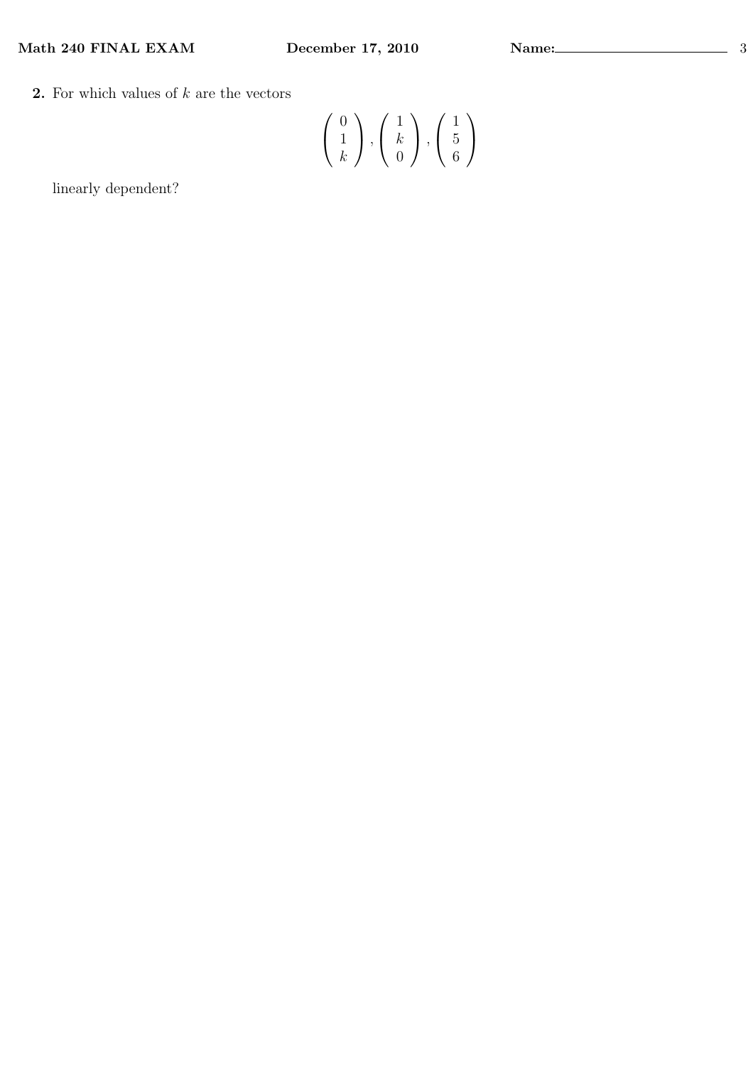**2.** For which values of $k$ are the vectors

$$\begin{pmatrix} 0 \\ 1 \\ k \end{pmatrix}, \begin{pmatrix} 1 \\ k \\ 0 \end{pmatrix}, \begin{pmatrix} 1 \\ 5 \\ 6 \end{pmatrix}$$

linearly dependent?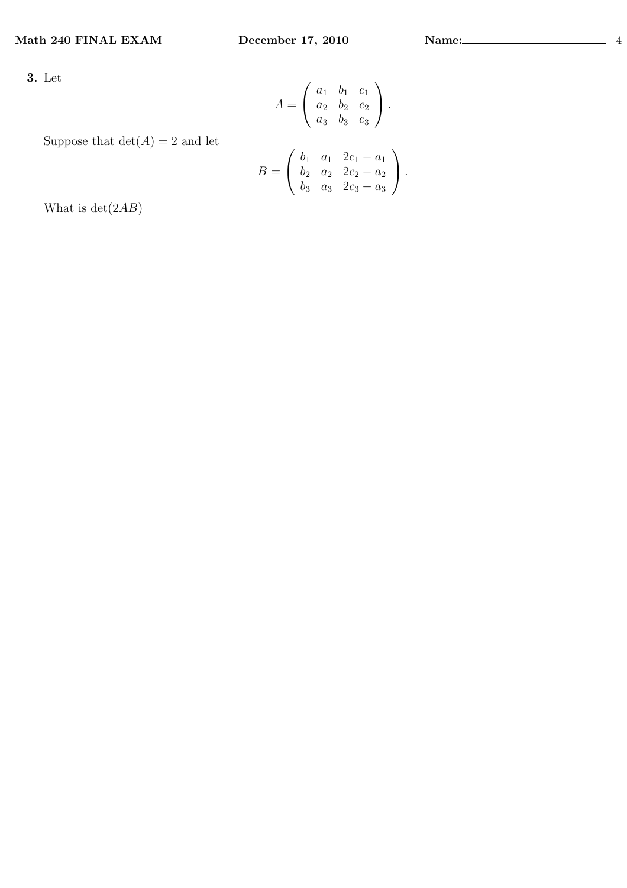**3.** Let

$$A = \begin{pmatrix} a_1 & b_1 & c_1 \\ a_2 & b_2 & c_2 \\ a_3 & b_3 & c_3 \end{pmatrix}.$$

Suppose that $\det(A) = 2$ and let

$$B = \begin{pmatrix} b_1 & a_1 & 2c_1 - a_1 \\ b_2 & a_2 & 2c_2 - a_2 \\ b_3 & a_3 & 2c_3 - a_3 \end{pmatrix}.$$

What is $\det(2AB)$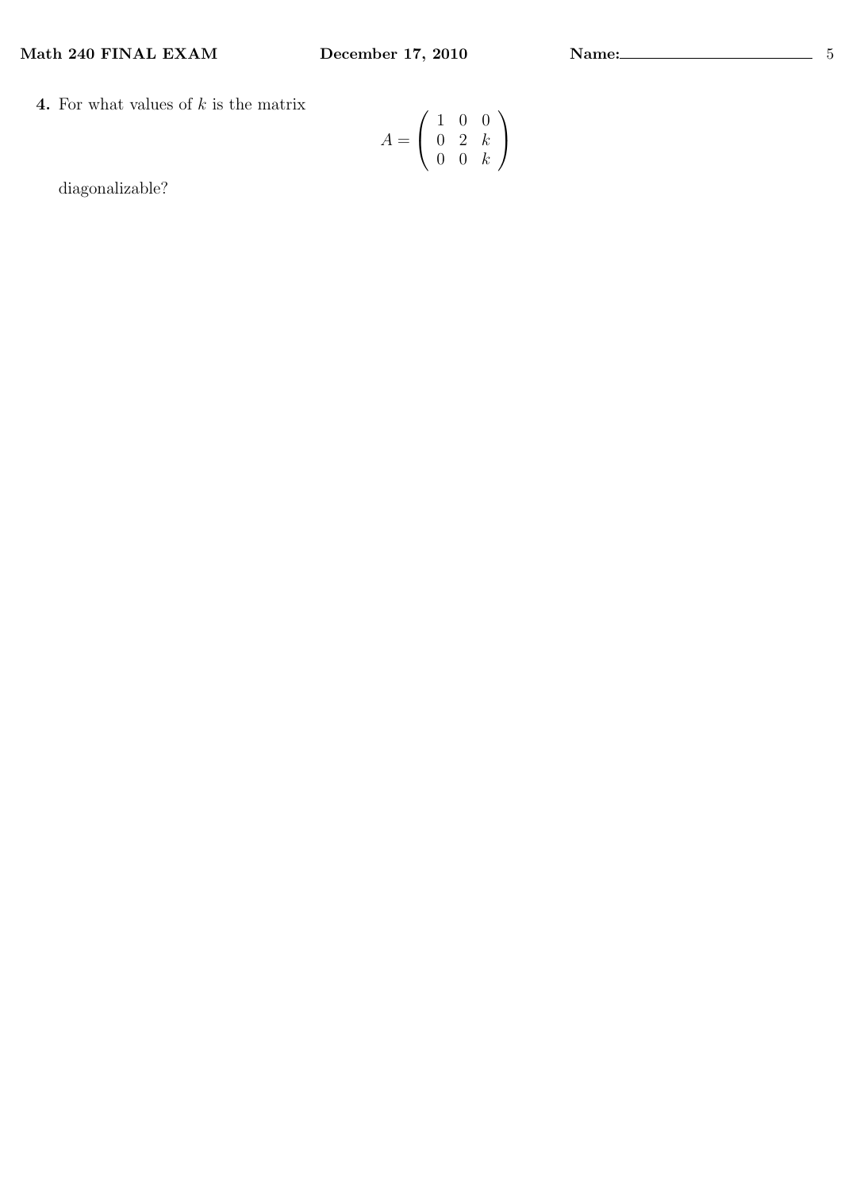**4.** For what values of $k$ is the matrix

$$A = \begin{pmatrix} 1 & 0 & 0 \\ 0 & 2 & k \\ 0 & 0 & k \end{pmatrix}$$

diagonalizable?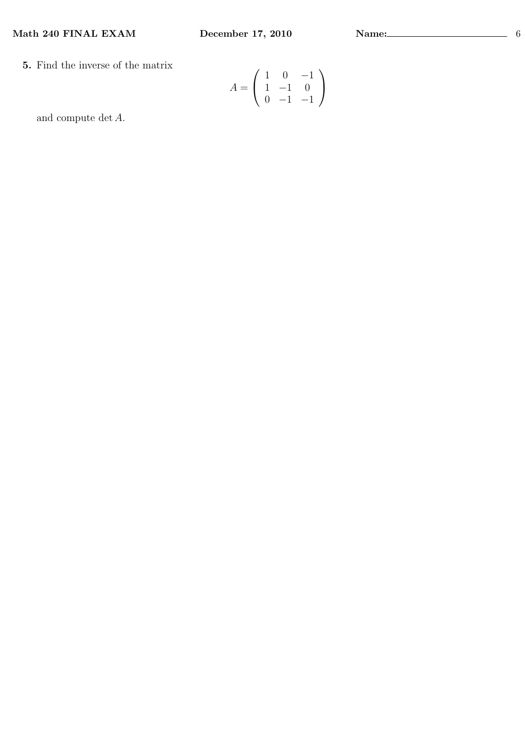**5.** Find the inverse of the matrix

$$A = \begin{pmatrix} 1 & 0 & -1 \\ 1 & -1 & 0 \\ 0 & -1 & -1 \end{pmatrix}$$

and compute $\det A$.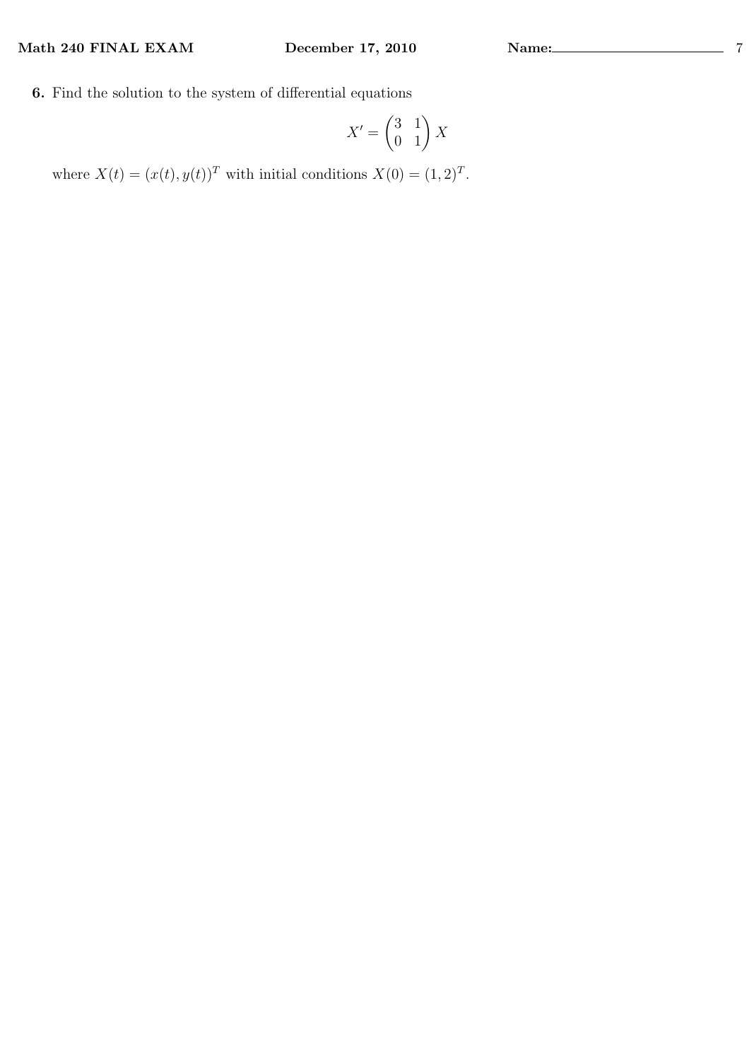**6.** Find the solution to the system of differential equations

$$X' = \begin{pmatrix} 3 & 1 \\ 0 & 1 \end{pmatrix} X$$

where $X(t) = (x(t), y(t))^T$ with initial conditions $X(0) = (1, 2)^T$.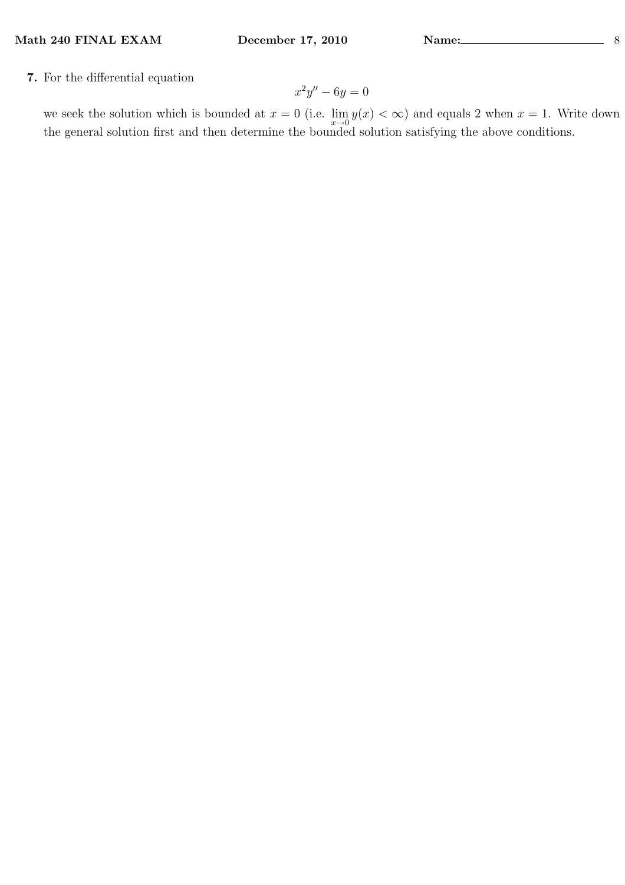**7.** For the differential equation

$$x^2 y'' - 6y = 0$$

we seek the solution which is bounded at $x = 0$ (i.e. $\lim_{x \to 0} y(x) < \infty$) and equals 2 when $x = 1$. Write down the general solution first and then determine the bounded solution satisfying the above conditions.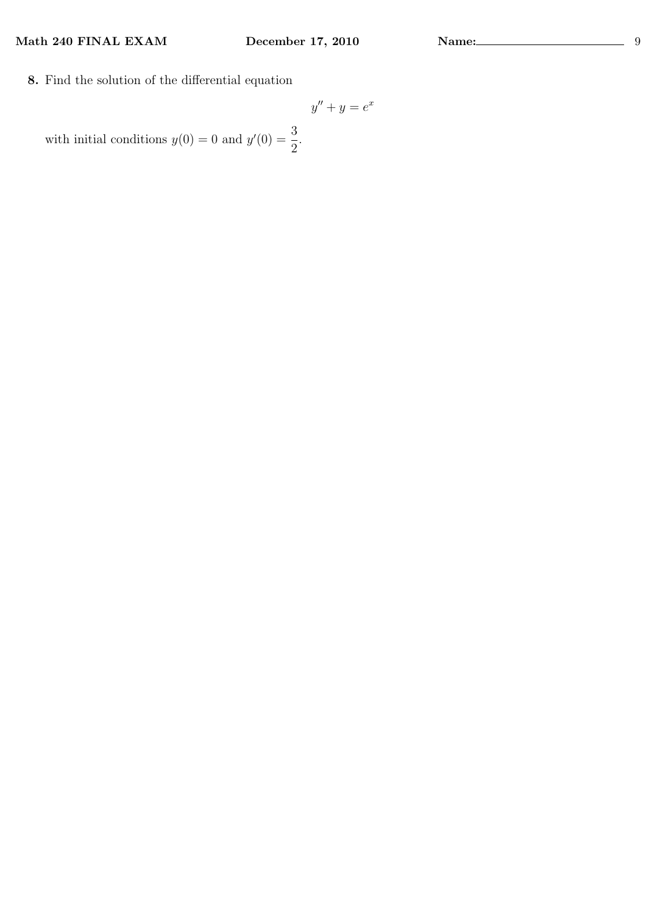**8.** Find the solution of the differential equation

$$y'' + y = e^x$$

with initial conditions $y(0) = 0$ and $y'(0) = \dfrac{3}{2}$.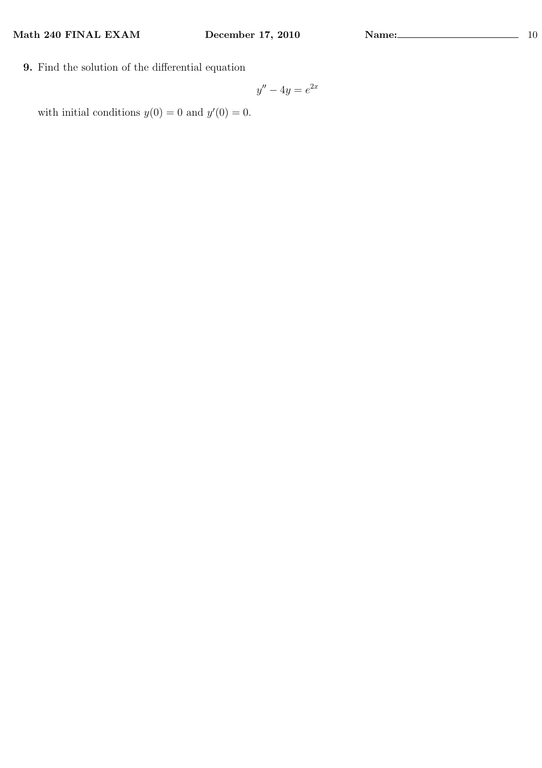**9.** Find the solution of the differential equation

$$y'' - 4y = e^{2x}$$

with initial conditions $y(0) = 0$ and $y'(0) = 0$.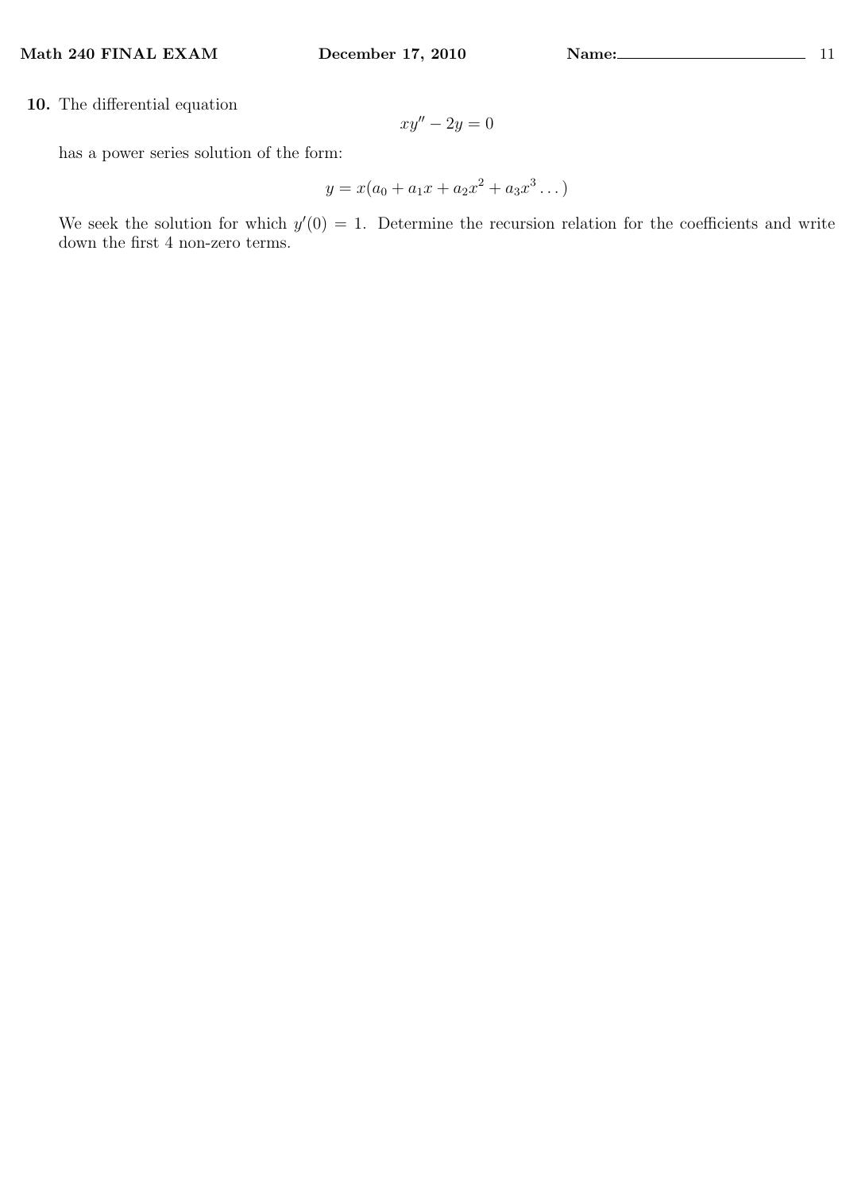**10.** The differential equation

$$xy'' - 2y = 0$$

has a power series solution of the form:

$$y = x(a_0 + a_1 x + a_2 x^2 + a_3 x^3 \dots)$$

We seek the solution for which $y'(0) = 1$. Determine the recursion relation for the coefficients and write down the first 4 non-zero terms.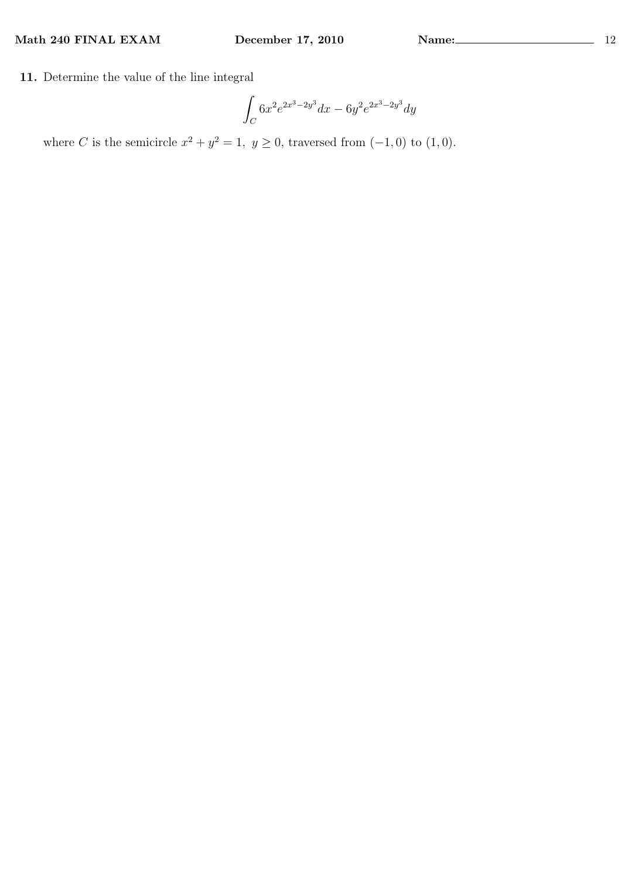**11.** Determine the value of the line integral

$$\int_C 6x^2 e^{2x^3-2y^3} dx - 6y^2 e^{2x^3-2y^3} dy$$

where $C$ is the semicircle $x^2 + y^2 = 1,\ y \geq 0$, traversed from $(-1, 0)$ to $(1, 0)$.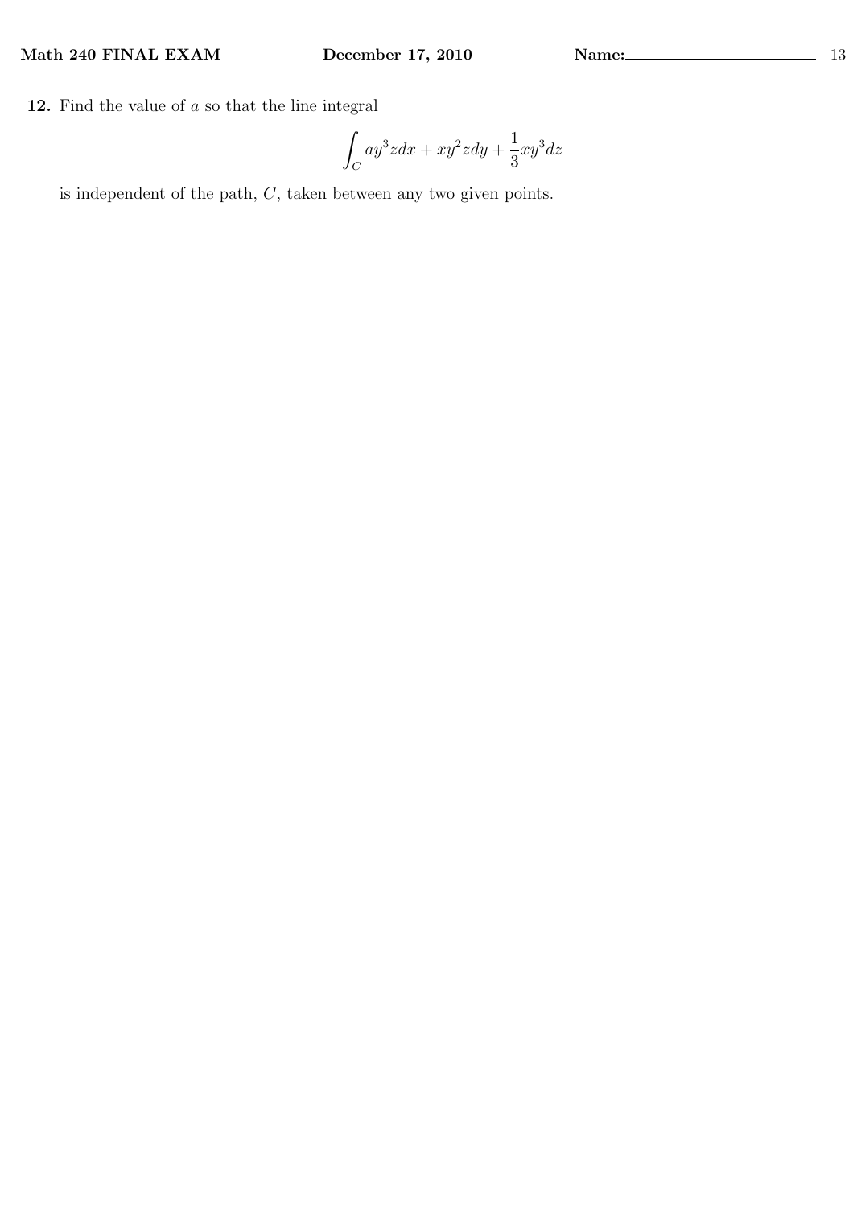**12.** Find the value of $a$ so that the line integral

$$\int_C ay^3 z dx + xy^2 z dy + \frac{1}{3} xy^3 dz$$

is independent of the path, $C$, taken between any two given points.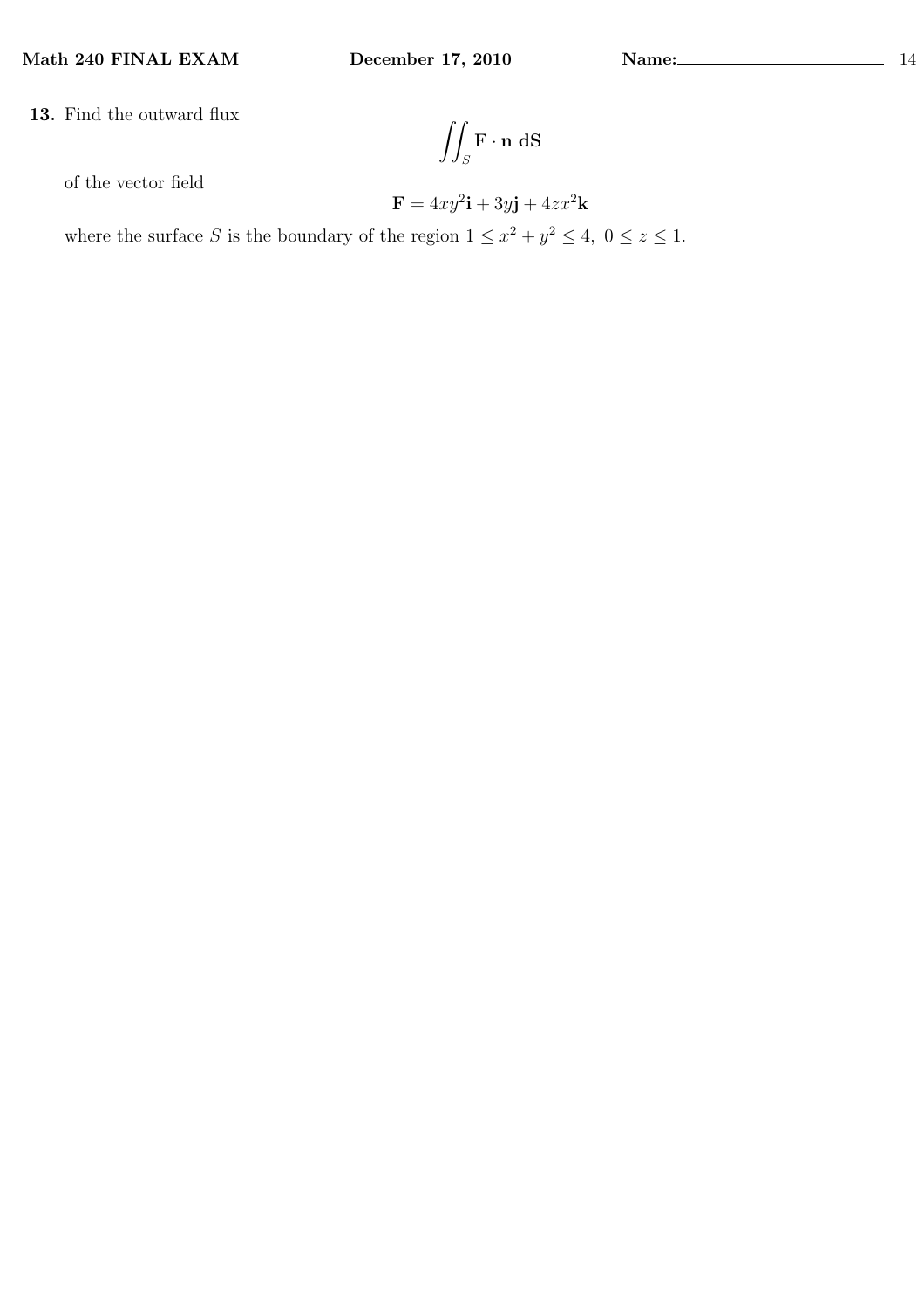**13.** Find the outward flux

$$\iint_S \mathbf{F} \cdot \mathbf{n} \, \mathbf{dS}$$

of the vector field

$$\mathbf{F} = 4xy^2\mathbf{i} + 3y\mathbf{j} + 4zx^2\mathbf{k}$$

where the surface $S$ is the boundary of the region $1 \leq x^2 + y^2 \leq 4, \ 0 \leq z \leq 1$.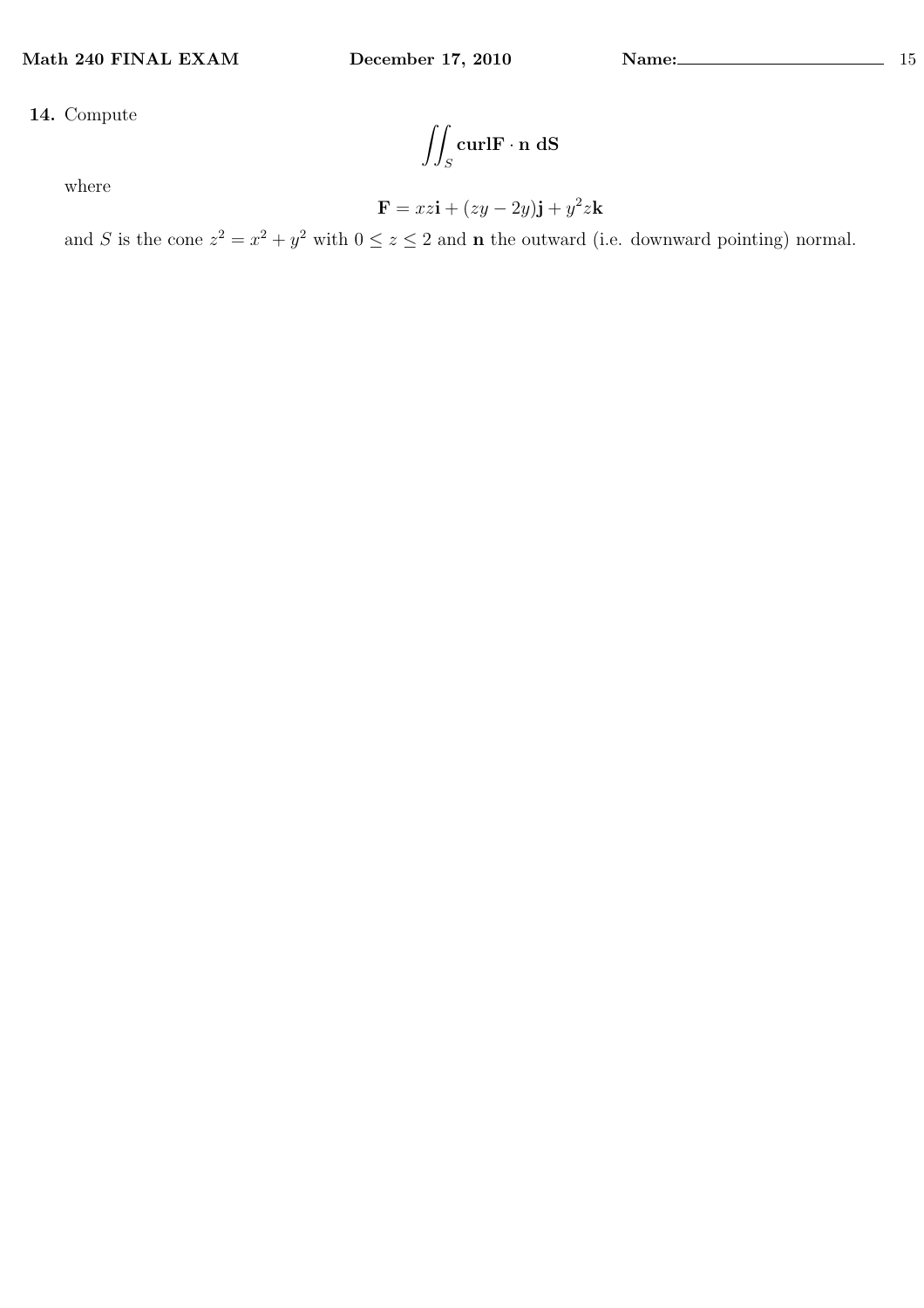**14.** Compute

$$\iint_S \mathbf{curl F} \cdot \mathbf{n} \; \mathbf{dS}$$

where

$$\mathbf{F} = xz\mathbf{i} + (zy - 2y)\mathbf{j} + y^2 z\mathbf{k}$$

and $S$ is the cone $z^2 = x^2 + y^2$ with $0 \leq z \leq 2$ and $\mathbf{n}$ the outward (i.e. downward pointing) normal.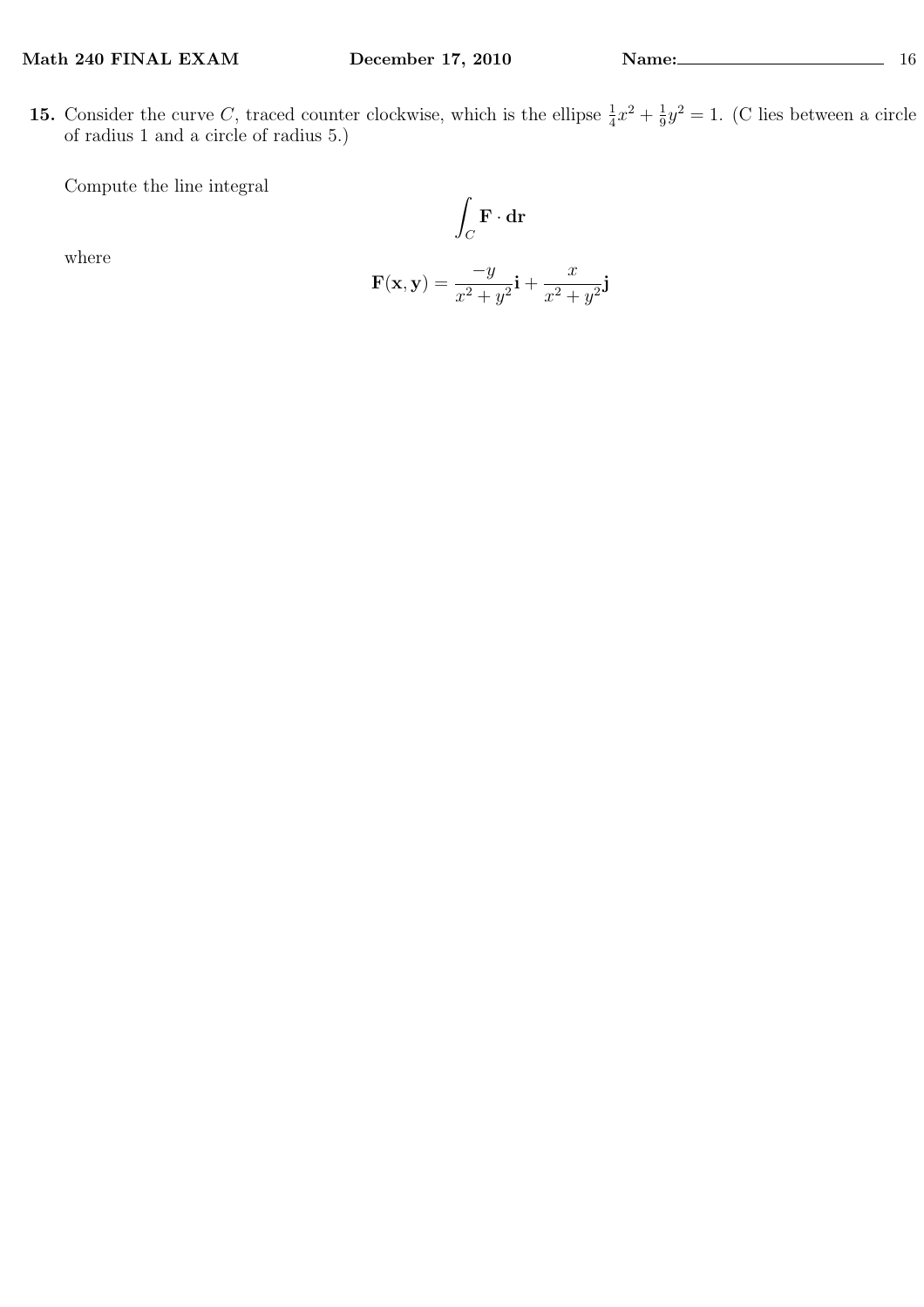**15.** Consider the curve $C$, traced counter clockwise, which is the ellipse $\frac{1}{4}x^2 + \frac{1}{9}y^2 = 1$. (C lies between a circle of radius 1 and a circle of radius 5.)

Compute the line integral

$$\int_C \mathbf{F} \cdot \mathbf{dr}$$

where

$$\mathbf{F}(\mathbf{x}, \mathbf{y}) = \frac{-y}{x^2 + y^2}\mathbf{i} + \frac{x}{x^2 + y^2}\mathbf{j}$$